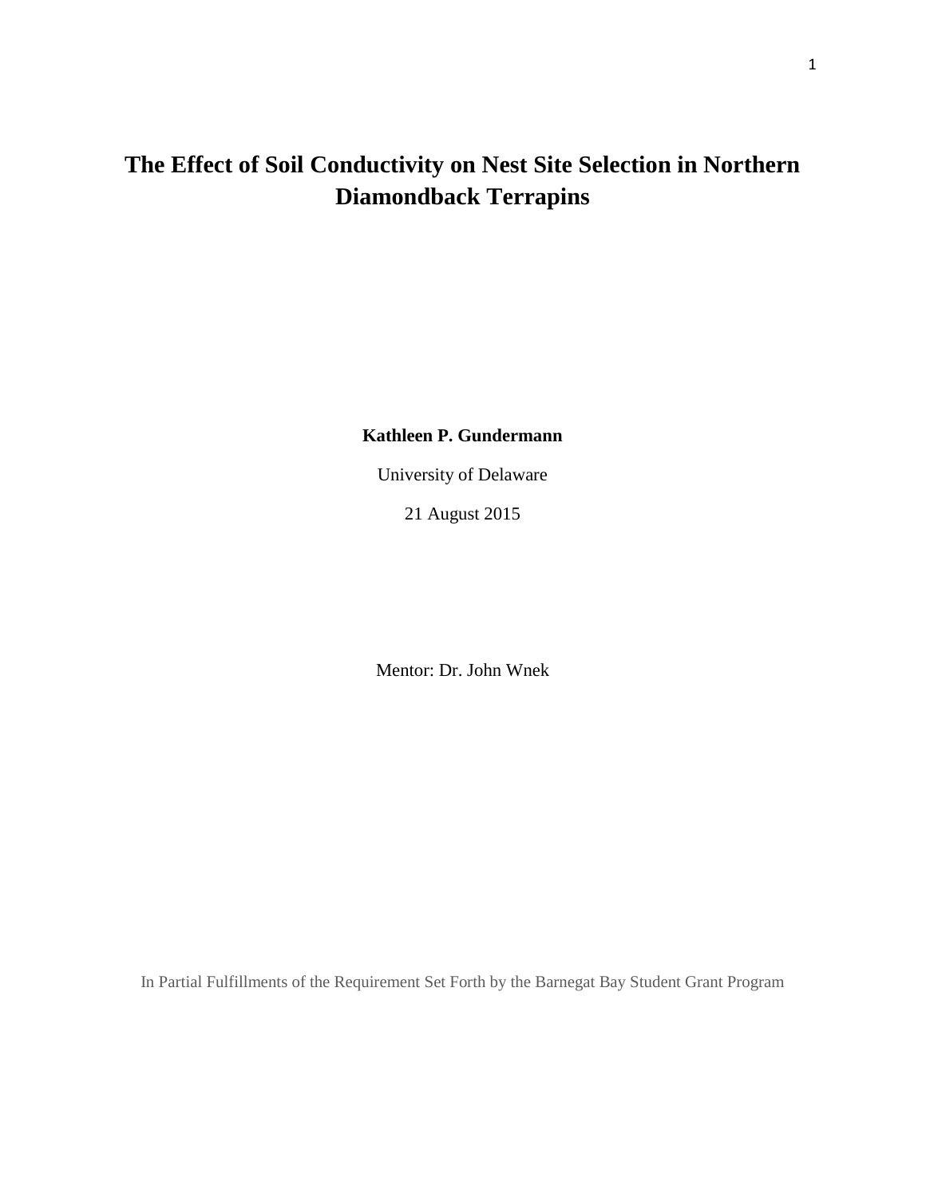# The Effect of Soil Conductivity on Nest Site Selection in Northern Diamondback Terrapins

**Kathleen P. Gundermann**

University of Delaware

21 August 2015

Mentor: Dr. John Wnek

In Partial Fulfillments of the Requirement Set Forth by the Barnegat Bay Student Grant Program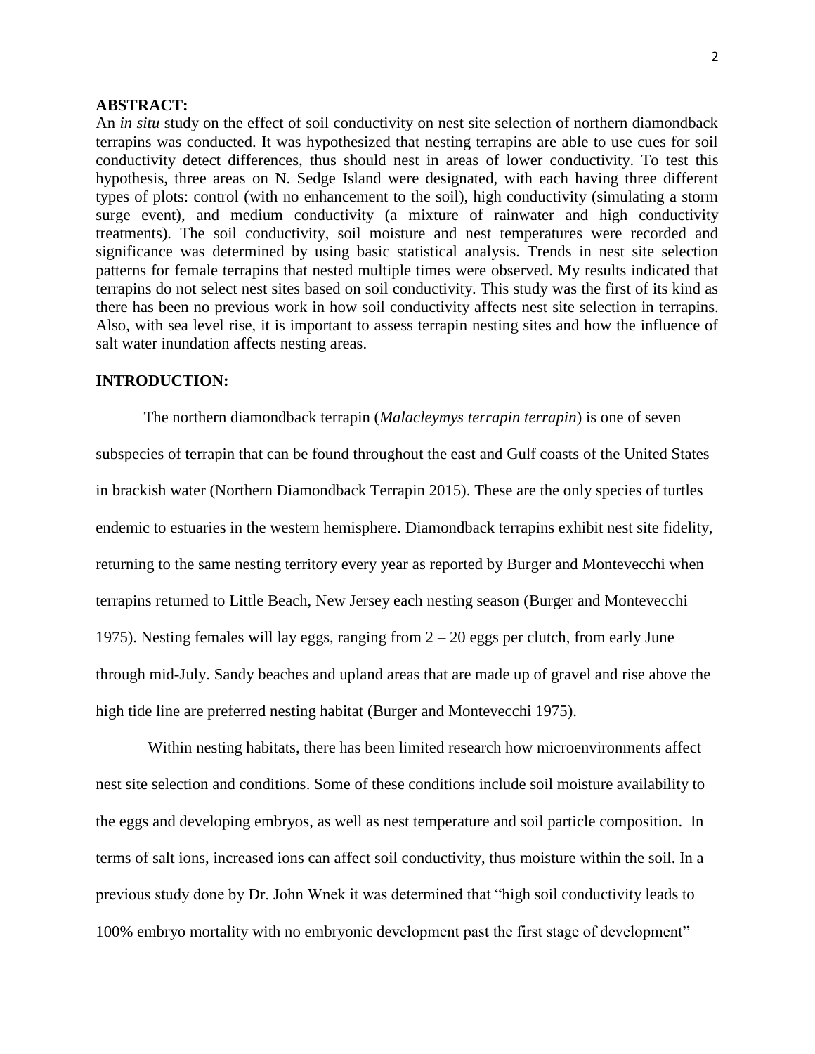**ABSTRACT:**

An *in situ* study on the effect of soil conductivity on nest site selection of northern diamondback terrapins was conducted. It was hypothesized that nesting terrapins are able to use cues for soil conductivity detect differences, thus should nest in areas of lower conductivity. To test this hypothesis, three areas on N. Sedge Island were designated, with each having three different types of plots: control (with no enhancement to the soil), high conductivity (simulating a storm surge event), and medium conductivity (a mixture of rainwater and high conductivity treatments). The soil conductivity, soil moisture and nest temperatures were recorded and significance was determined by using basic statistical analysis. Trends in nest site selection patterns for female terrapins that nested multiple times were observed. My results indicated that terrapins do not select nest sites based on soil conductivity. This study was the first of its kind as there has been no previous work in how soil conductivity affects nest site selection in terrapins. Also, with sea level rise, it is important to assess terrapin nesting sites and how the influence of salt water inundation affects nesting areas.

**INTRODUCTION:**

The northern diamondback terrapin (*Malacleymys terrapin terrapin*) is one of seven subspecies of terrapin that can be found throughout the east and Gulf coasts of the United States in brackish water (Northern Diamondback Terrapin 2015). These are the only species of turtles endemic to estuaries in the western hemisphere. Diamondback terrapins exhibit nest site fidelity, returning to the same nesting territory every year as reported by Burger and Montevecchi when terrapins returned to Little Beach, New Jersey each nesting season (Burger and Montevecchi 1975). Nesting females will lay eggs, ranging from 2 – 20 eggs per clutch, from early June through mid-July. Sandy beaches and upland areas that are made up of gravel and rise above the high tide line are preferred nesting habitat (Burger and Montevecchi 1975).

Within nesting habitats, there has been limited research how microenvironments affect nest site selection and conditions. Some of these conditions include soil moisture availability to the eggs and developing embryos, as well as nest temperature and soil particle composition. In terms of salt ions, increased ions can affect soil conductivity, thus moisture within the soil. In a previous study done by Dr. John Wnek it was determined that "high soil conductivity leads to 100% embryo mortality with no embryonic development past the first stage of development"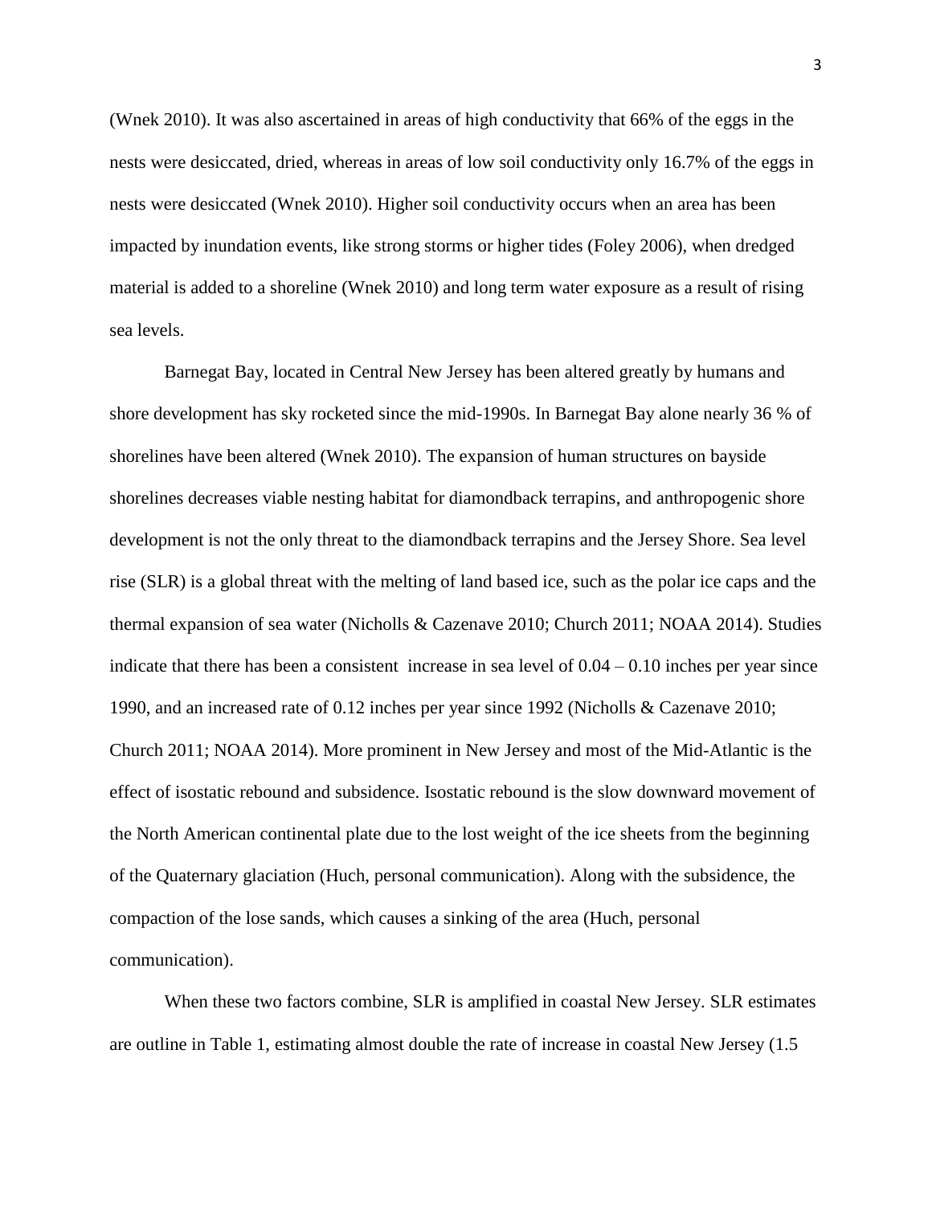(Wnek 2010). It was also ascertained in areas of high conductivity that 66% of the eggs in the nests were desiccated, dried, whereas in areas of low soil conductivity only 16.7% of the eggs in nests were desiccated (Wnek 2010). Higher soil conductivity occurs when an area has been impacted by inundation events, like strong storms or higher tides (Foley 2006), when dredged material is added to a shoreline (Wnek 2010) and long term water exposure as a result of rising sea levels.

Barnegat Bay, located in Central New Jersey has been altered greatly by humans and shore development has sky rocketed since the mid-1990s. In Barnegat Bay alone nearly 36 % of shorelines have been altered (Wnek 2010). The expansion of human structures on bayside shorelines decreases viable nesting habitat for diamondback terrapins, and anthropogenic shore development is not the only threat to the diamondback terrapins and the Jersey Shore. Sea level rise (SLR) is a global threat with the melting of land based ice, such as the polar ice caps and the thermal expansion of sea water (Nicholls & Cazenave 2010; Church 2011; NOAA 2014). Studies indicate that there has been a consistent increase in sea level of 0.04 – 0.10 inches per year since 1990, and an increased rate of 0.12 inches per year since 1992 (Nicholls & Cazenave 2010; Church 2011; NOAA 2014). More prominent in New Jersey and most of the Mid-Atlantic is the effect of isostatic rebound and subsidence. Isostatic rebound is the slow downward movement of the North American continental plate due to the lost weight of the ice sheets from the beginning of the Quaternary glaciation (Huch, personal communication). Along with the subsidence, the compaction of the lose sands, which causes a sinking of the area (Huch, personal communication).

When these two factors combine, SLR is amplified in coastal New Jersey. SLR estimates are outline in Table 1, estimating almost double the rate of increase in coastal New Jersey (1.5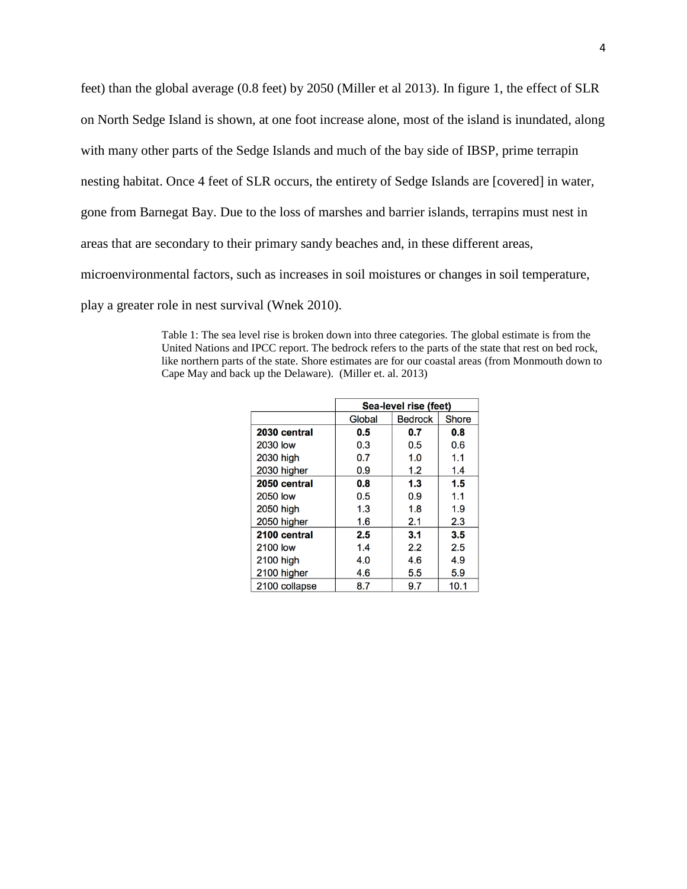feet) than the global average (0.8 feet) by 2050 (Miller et al 2013). In figure 1, the effect of SLR on North Sedge Island is shown, at one foot increase alone, most of the island is inundated, along with many other parts of the Sedge Islands and much of the bay side of IBSP, prime terrapin nesting habitat. Once 4 feet of SLR occurs, the entirety of Sedge Islands are [covered] in water, gone from Barnegat Bay. Due to the loss of marshes and barrier islands, terrapins must nest in areas that are secondary to their primary sandy beaches and, in these different areas, microenvironmental factors, such as increases in soil moistures or changes in soil temperature, play a greater role in nest survival (Wnek 2010).

Table 1: The sea level rise is broken down into three categories. The global estimate is from the United Nations and IPCC report. The bedrock refers to the parts of the state that rest on bed rock, like northern parts of the state. Shore estimates are for our coastal areas (from Monmouth down to Cape May and back up the Delaware). (Miller et. al. 2013)

| | Sea-level rise (feet) | | |
|---|---|---|---|
| | Global | Bedrock | Shore |
| **2030 central** | **0.5** | **0.7** | **0.8** |
| 2030 low | 0.3 | 0.5 | 0.6 |
| 2030 high | 0.7 | 1.0 | 1.1 |
| 2030 higher | 0.9 | 1.2 | 1.4 |
| **2050 central** | **0.8** | **1.3** | **1.5** |
| 2050 low | 0.5 | 0.9 | 1.1 |
| 2050 high | 1.3 | 1.8 | 1.9 |
| 2050 higher | 1.6 | 2.1 | 2.3 |
| **2100 central** | **2.5** | **3.1** | **3.5** |
| 2100 low | 1.4 | 2.2 | 2.5 |
| 2100 high | 4.0 | 4.6 | 4.9 |
| 2100 higher | 4.6 | 5.5 | 5.9 |
| 2100 collapse | 8.7 | 9.7 | 10.1 |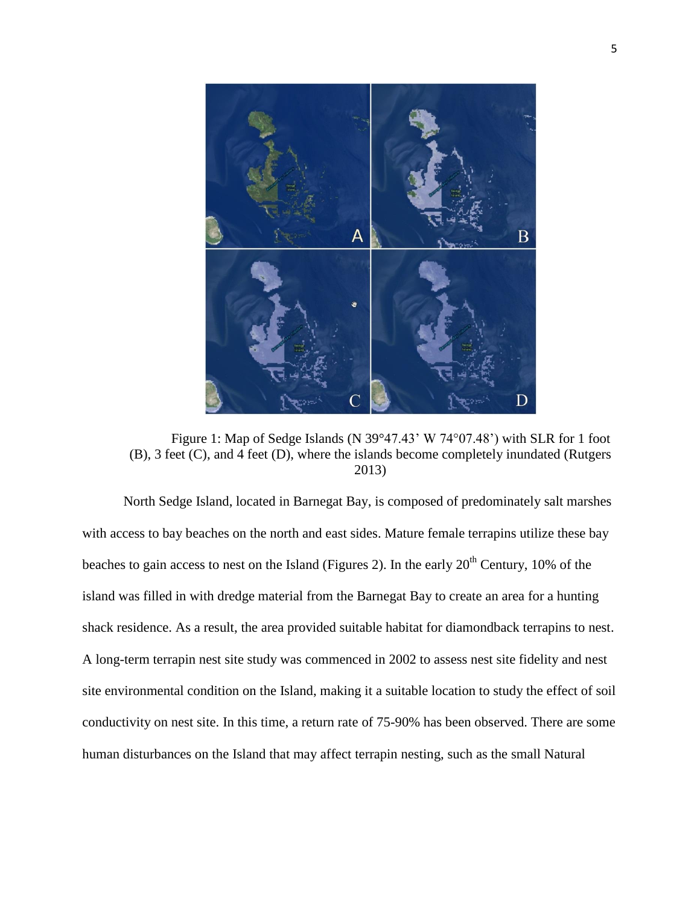Figure 1: Map of Sedge Islands (N 39°47.43' W 74°07.48') with SLR for 1 foot (B), 3 feet (C), and 4 feet (D), where the islands become completely inundated (Rutgers 2013)

North Sedge Island, located in Barnegat Bay, is composed of predominately salt marshes with access to bay beaches on the north and east sides. Mature female terrapins utilize these bay beaches to gain access to nest on the Island (Figures 2). In the early 20th Century, 10% of the island was filled in with dredge material from the Barnegat Bay to create an area for a hunting shack residence. As a result, the area provided suitable habitat for diamondback terrapins to nest. A long-term terrapin nest site study was commenced in 2002 to assess nest site fidelity and nest site environmental condition on the Island, making it a suitable location to study the effect of soil conductivity on nest site. In this time, a return rate of 75-90% has been observed. There are some human disturbances on the Island that may affect terrapin nesting, such as the small Natural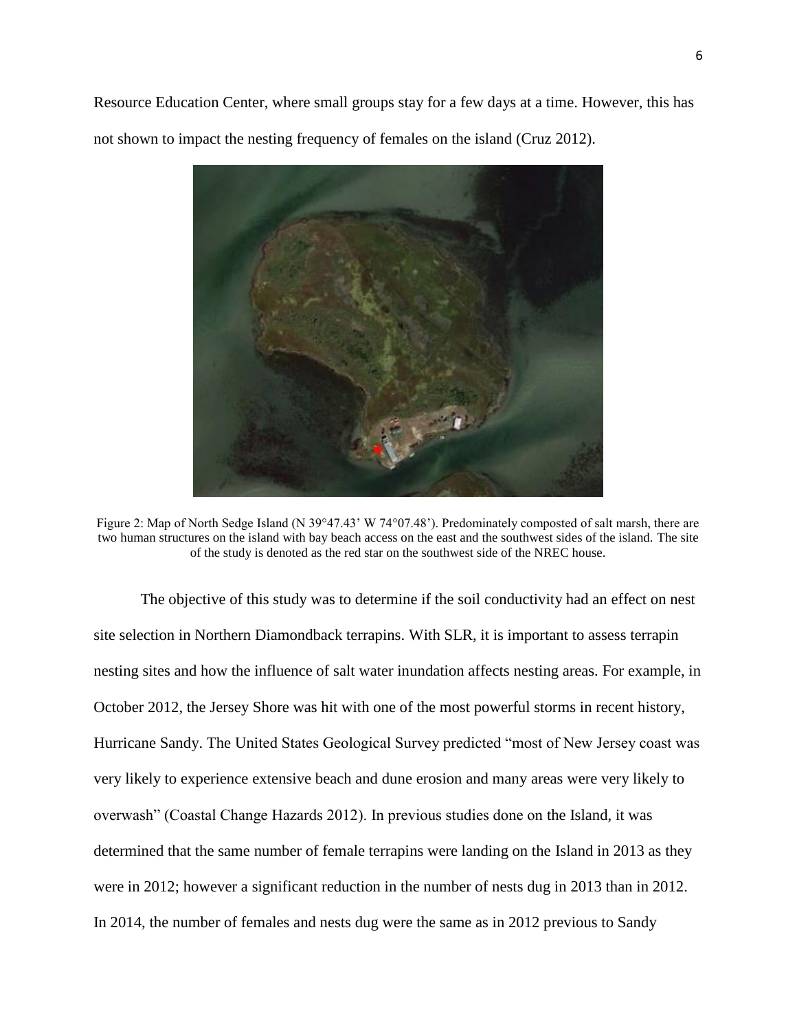Resource Education Center, where small groups stay for a few days at a time. However, this has not shown to impact the nesting frequency of females on the island (Cruz 2012).

Figure 2: Map of North Sedge Island (N 39°47.43' W 74°07.48'). Predominately composted of salt marsh, there are two human structures on the island with bay beach access on the east and the southwest sides of the island. The site of the study is denoted as the red star on the southwest side of the NREC house.

The objective of this study was to determine if the soil conductivity had an effect on nest site selection in Northern Diamondback terrapins. With SLR, it is important to assess terrapin nesting sites and how the influence of salt water inundation affects nesting areas. For example, in October 2012, the Jersey Shore was hit with one of the most powerful storms in recent history, Hurricane Sandy. The United States Geological Survey predicted "most of New Jersey coast was very likely to experience extensive beach and dune erosion and many areas were very likely to overwash" (Coastal Change Hazards 2012). In previous studies done on the Island, it was determined that the same number of female terrapins were landing on the Island in 2013 as they were in 2012; however a significant reduction in the number of nests dug in 2013 than in 2012. In 2014, the number of females and nests dug were the same as in 2012 previous to Sandy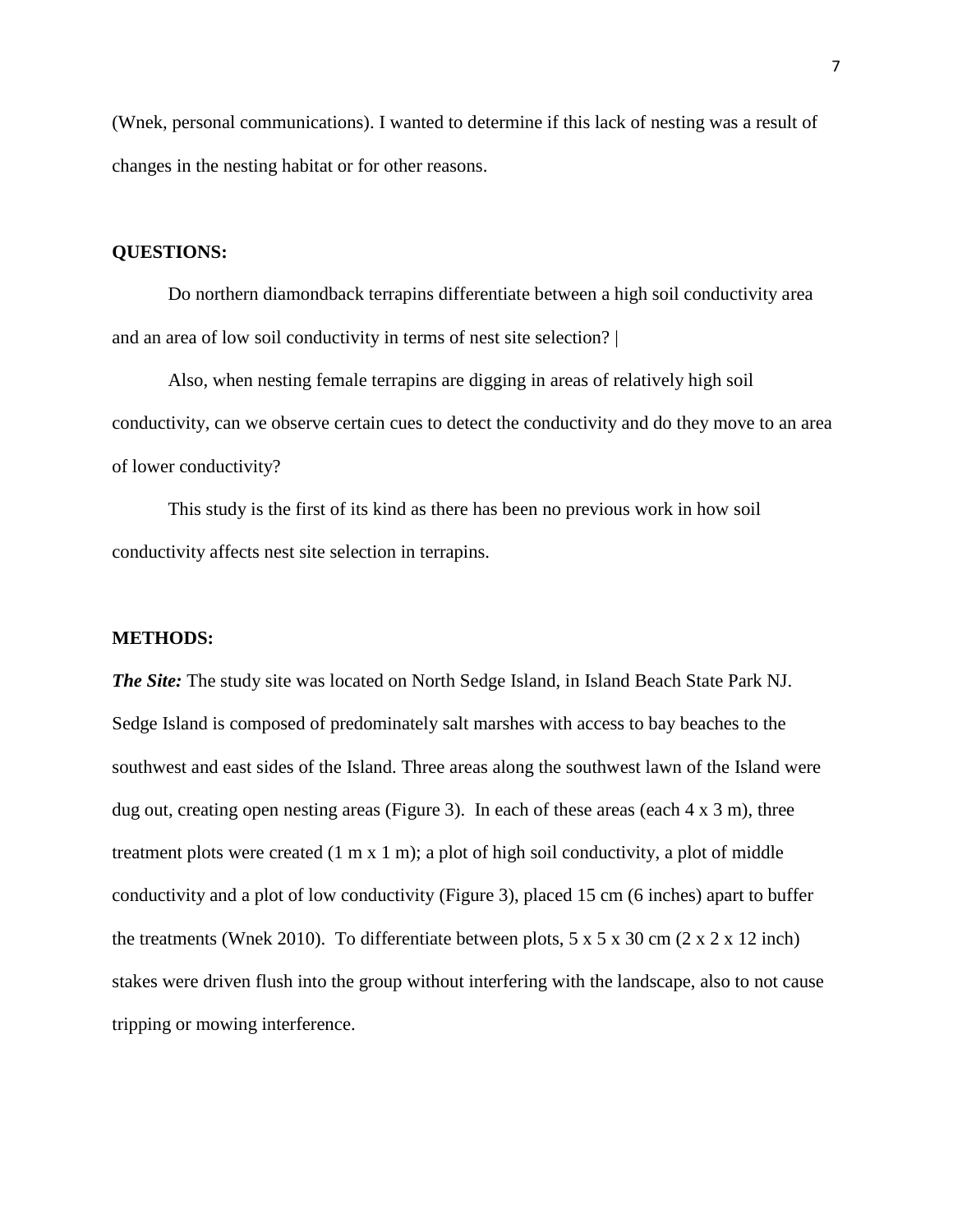(Wnek, personal communications). I wanted to determine if this lack of nesting was a result of changes in the nesting habitat or for other reasons.

**QUESTIONS:**

Do northern diamondback terrapins differentiate between a high soil conductivity area and an area of low soil conductivity in terms of nest site selection? |

Also, when nesting female terrapins are digging in areas of relatively high soil conductivity, can we observe certain cues to detect the conductivity and do they move to an area of lower conductivity?

This study is the first of its kind as there has been no previous work in how soil conductivity affects nest site selection in terrapins.

**METHODS:**

***The Site:*** The study site was located on North Sedge Island, in Island Beach State Park NJ. Sedge Island is composed of predominately salt marshes with access to bay beaches to the southwest and east sides of the Island. Three areas along the southwest lawn of the Island were dug out, creating open nesting areas (Figure 3). In each of these areas (each 4 x 3 m), three treatment plots were created (1 m x 1 m); a plot of high soil conductivity, a plot of middle conductivity and a plot of low conductivity (Figure 3), placed 15 cm (6 inches) apart to buffer the treatments (Wnek 2010). To differentiate between plots, 5 x 5 x 30 cm (2 x 2 x 12 inch) stakes were driven flush into the group without interfering with the landscape, also to not cause tripping or mowing interference.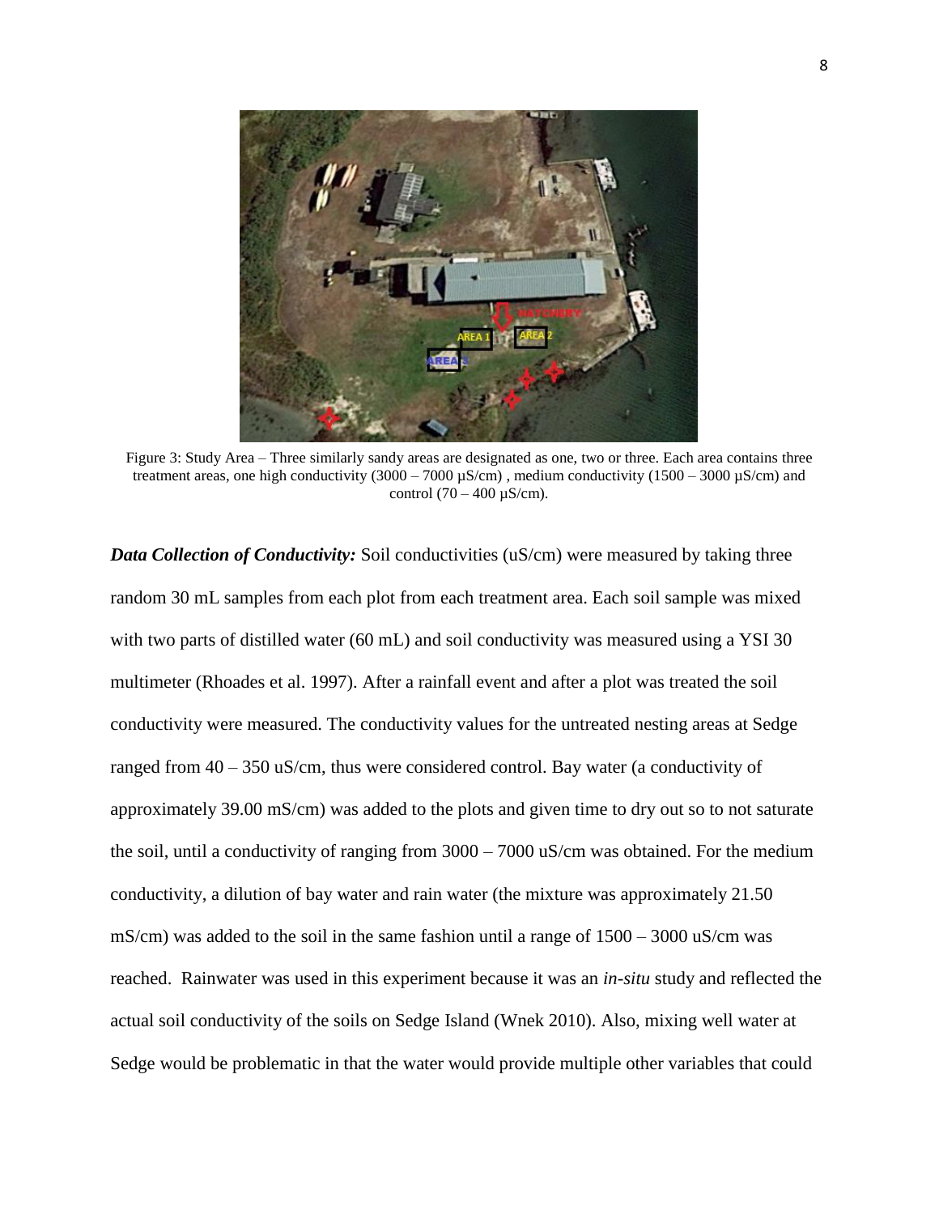Figure 3: Study Area – Three similarly sandy areas are designated as one, two or three. Each area contains three treatment areas, one high conductivity (3000 – 7000 µS/cm) , medium conductivity (1500 – 3000 µS/cm) and control (70 – 400 µS/cm).

***Data Collection of Conductivity:*** Soil conductivities (uS/cm) were measured by taking three random 30 mL samples from each plot from each treatment area. Each soil sample was mixed with two parts of distilled water (60 mL) and soil conductivity was measured using a YSI 30 multimeter (Rhoades et al. 1997). After a rainfall event and after a plot was treated the soil conductivity were measured. The conductivity values for the untreated nesting areas at Sedge ranged from 40 – 350 uS/cm, thus were considered control. Bay water (a conductivity of approximately 39.00 mS/cm) was added to the plots and given time to dry out so to not saturate the soil, until a conductivity of ranging from 3000 – 7000 uS/cm was obtained. For the medium conductivity, a dilution of bay water and rain water (the mixture was approximately 21.50 mS/cm) was added to the soil in the same fashion until a range of 1500 – 3000 uS/cm was reached. Rainwater was used in this experiment because it was an *in-situ* study and reflected the actual soil conductivity of the soils on Sedge Island (Wnek 2010). Also, mixing well water at Sedge would be problematic in that the water would provide multiple other variables that could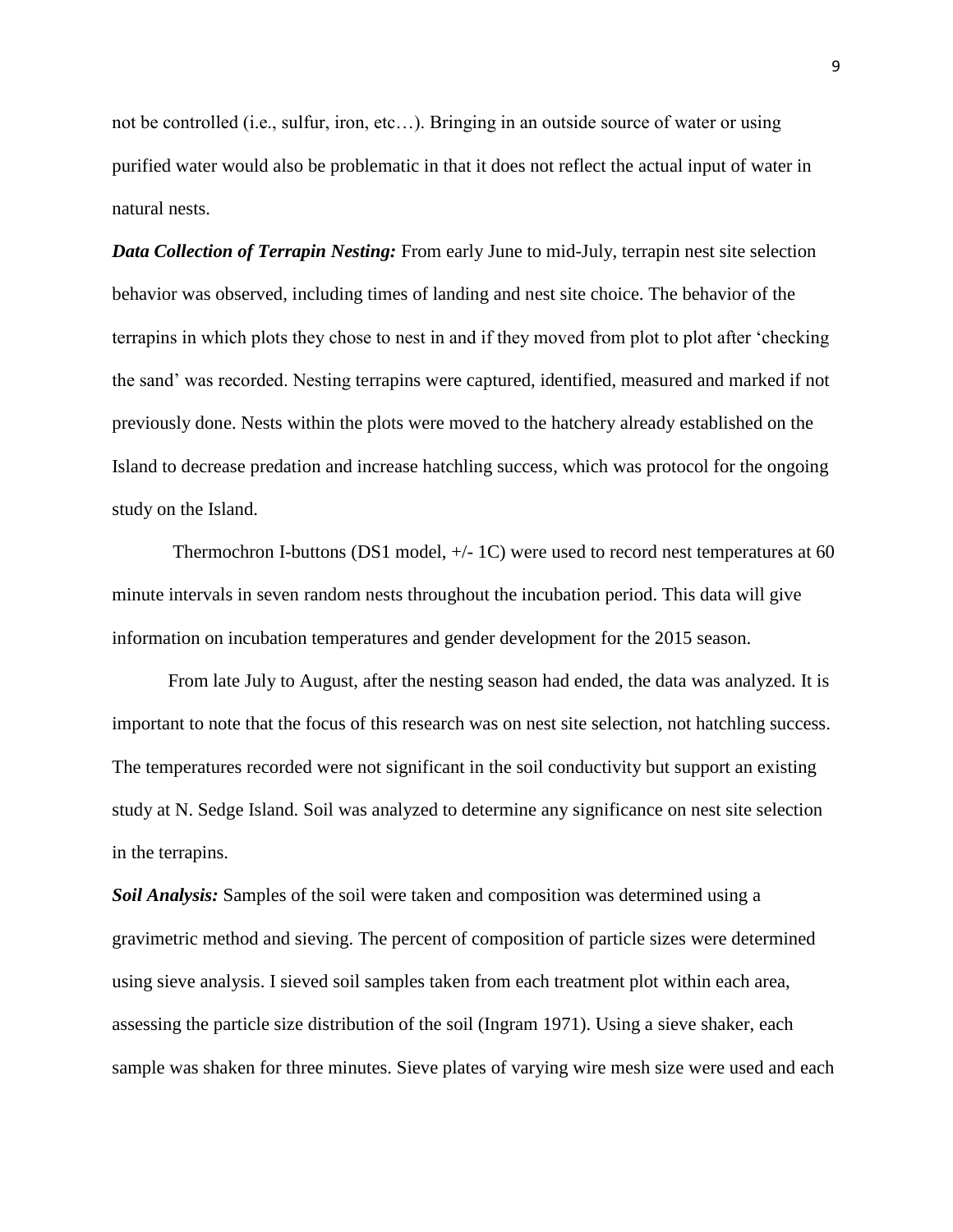not be controlled (i.e., sulfur, iron, etc…). Bringing in an outside source of water or using purified water would also be problematic in that it does not reflect the actual input of water in natural nests.

***Data Collection of Terrapin Nesting:*** From early June to mid-July, terrapin nest site selection behavior was observed, including times of landing and nest site choice. The behavior of the terrapins in which plots they chose to nest in and if they moved from plot to plot after 'checking the sand' was recorded. Nesting terrapins were captured, identified, measured and marked if not previously done. Nests within the plots were moved to the hatchery already established on the Island to decrease predation and increase hatchling success, which was protocol for the ongoing study on the Island.

Thermochron I-buttons (DS1 model, +/- 1C) were used to record nest temperatures at 60 minute intervals in seven random nests throughout the incubation period. This data will give information on incubation temperatures and gender development for the 2015 season.

From late July to August, after the nesting season had ended, the data was analyzed. It is important to note that the focus of this research was on nest site selection, not hatchling success. The temperatures recorded were not significant in the soil conductivity but support an existing study at N. Sedge Island. Soil was analyzed to determine any significance on nest site selection in the terrapins.

***Soil Analysis:*** Samples of the soil were taken and composition was determined using a gravimetric method and sieving. The percent of composition of particle sizes were determined using sieve analysis. I sieved soil samples taken from each treatment plot within each area, assessing the particle size distribution of the soil (Ingram 1971). Using a sieve shaker, each sample was shaken for three minutes. Sieve plates of varying wire mesh size were used and each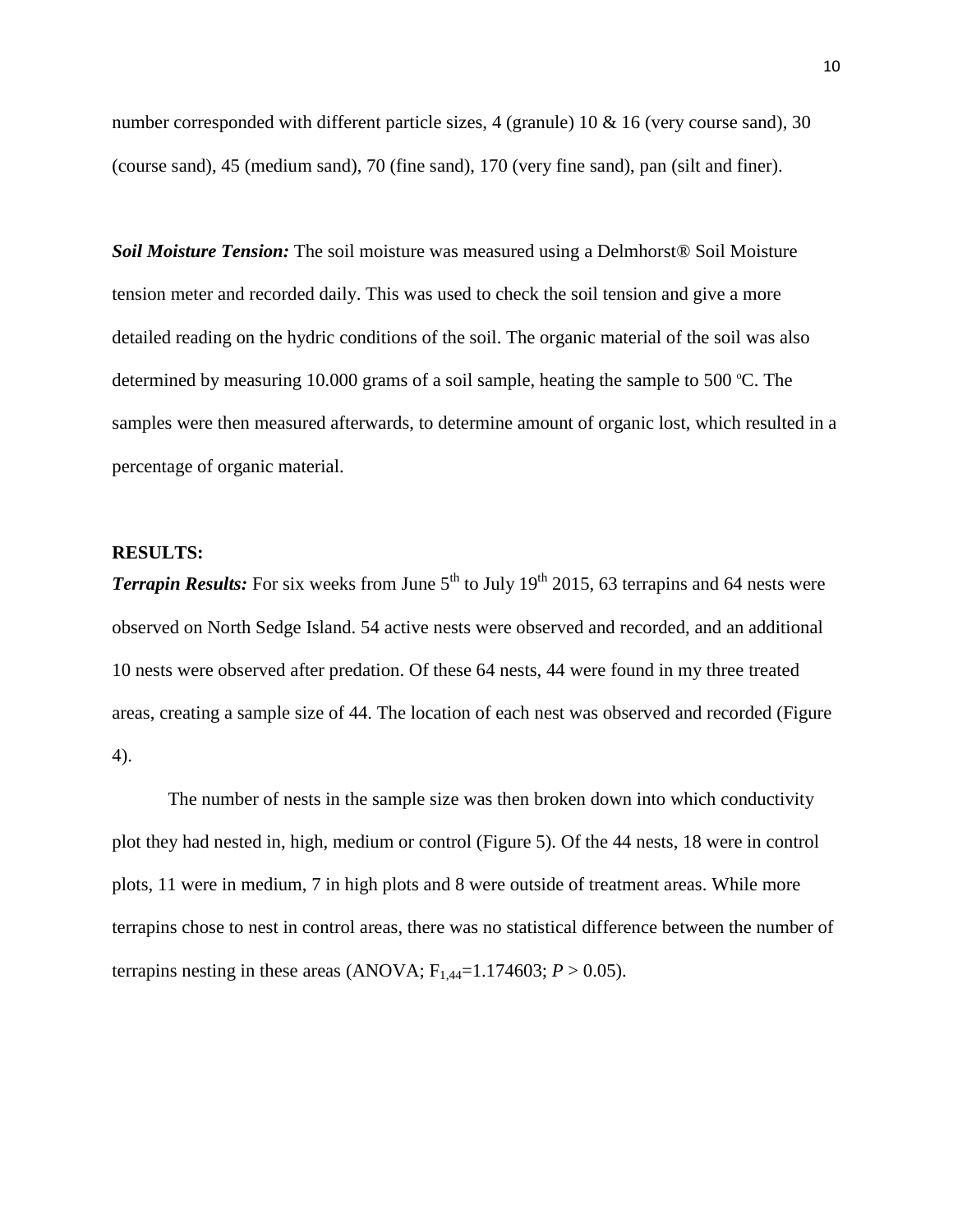number corresponded with different particle sizes, 4 (granule) 10 & 16 (very course sand), 30 (course sand), 45 (medium sand), 70 (fine sand), 170 (very fine sand), pan (silt and finer).

***Soil Moisture Tension:*** The soil moisture was measured using a Delmhorst® Soil Moisture tension meter and recorded daily. This was used to check the soil tension and give a more detailed reading on the hydric conditions of the soil. The organic material of the soil was also determined by measuring 10.000 grams of a soil sample, heating the sample to 500 ºC. The samples were then measured afterwards, to determine amount of organic lost, which resulted in a percentage of organic material.

**RESULTS:**

***Terrapin Results:*** For six weeks from June 5th to July 19th 2015, 63 terrapins and 64 nests were observed on North Sedge Island. 54 active nests were observed and recorded, and an additional 10 nests were observed after predation. Of these 64 nests, 44 were found in my three treated areas, creating a sample size of 44. The location of each nest was observed and recorded (Figure 4).

The number of nests in the sample size was then broken down into which conductivity plot they had nested in, high, medium or control (Figure 5). Of the 44 nests, 18 were in control plots, 11 were in medium, 7 in high plots and 8 were outside of treatment areas. While more terrapins chose to nest in control areas, there was no statistical difference between the number of terrapins nesting in these areas (ANOVA; $F_{1,44}$=1.174603; $P > 0.05$).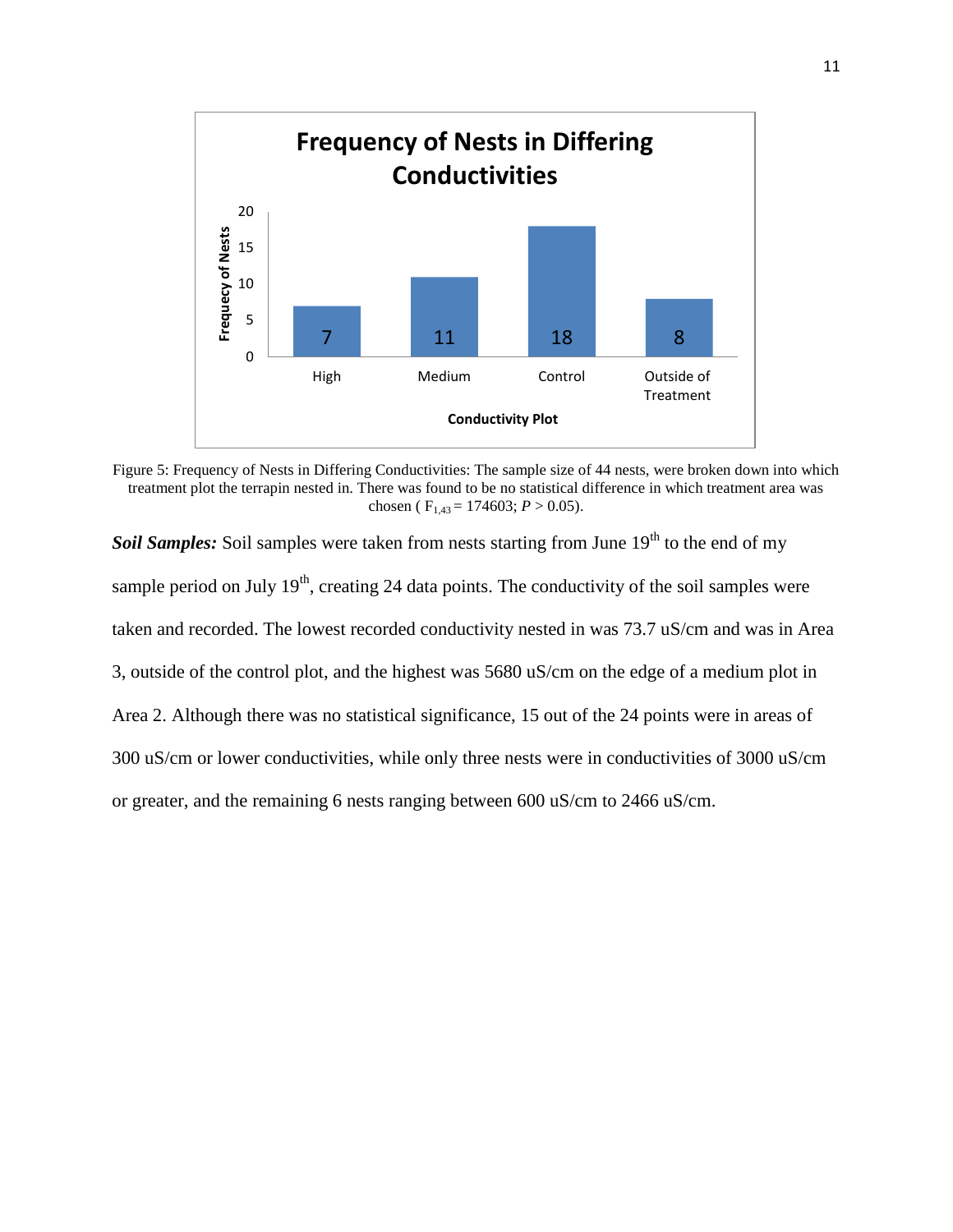Figure 5: Frequency of Nests in Differing Conductivities: The sample size of 44 nests, were broken down into which treatment plot the terrapin nested in. There was found to be no statistical difference in which treatment area was chosen ( $F_{1,43} = 174603$; $P > 0.05$).

***Soil Samples:*** Soil samples were taken from nests starting from June 19th to the end of my sample period on July 19th, creating 24 data points. The conductivity of the soil samples were taken and recorded. The lowest recorded conductivity nested in was 73.7 uS/cm and was in Area 3, outside of the control plot, and the highest was 5680 uS/cm on the edge of a medium plot in Area 2. Although there was no statistical significance, 15 out of the 24 points were in areas of 300 uS/cm or lower conductivities, while only three nests were in conductivities of 3000 uS/cm or greater, and the remaining 6 nests ranging between 600 uS/cm to 2466 uS/cm.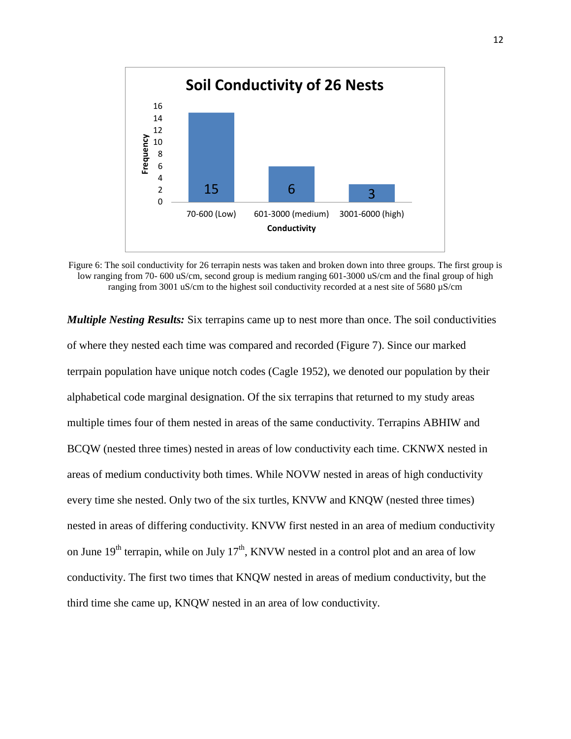Figure 6: The soil conductivity for 26 terrapin nests was taken and broken down into three groups. The first group is low ranging from 70- 600 uS/cm, second group is medium ranging 601-3000 uS/cm and the final group of high ranging from 3001 uS/cm to the highest soil conductivity recorded at a nest site of 5680 µS/cm

***Multiple Nesting Results:*** Six terrapins came up to nest more than once. The soil conductivities of where they nested each time was compared and recorded (Figure 7). Since our marked terrpain population have unique notch codes (Cagle 1952), we denoted our population by their alphabetical code marginal designation. Of the six terrapins that returned to my study areas multiple times four of them nested in areas of the same conductivity. Terrapins ABHIW and BCQW (nested three times) nested in areas of low conductivity each time. CKNWX nested in areas of medium conductivity both times. While NOVW nested in areas of high conductivity every time she nested. Only two of the six turtles, KNVW and KNQW (nested three times) nested in areas of differing conductivity. KNVW first nested in an area of medium conductivity on June 19th terrapin, while on July 17th, KNVW nested in a control plot and an area of low conductivity. The first two times that KNQW nested in areas of medium conductivity, but the third time she came up, KNQW nested in an area of low conductivity.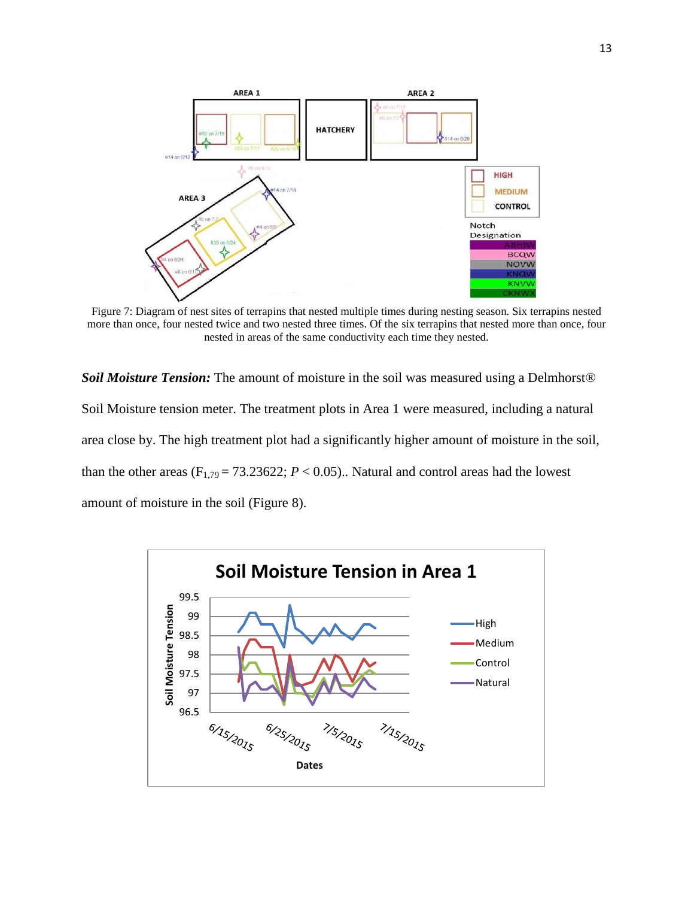Figure 7: Diagram of nest sites of terrapins that nested multiple times during nesting season. Six terrapins nested more than once, four nested twice and two nested three times. Of the six terrapins that nested more than once, four nested in areas of the same conductivity each time they nested.

***Soil Moisture Tension:*** The amount of moisture in the soil was measured using a Delmhorst® Soil Moisture tension meter. The treatment plots in Area 1 were measured, including a natural area close by. The high treatment plot had a significantly higher amount of moisture in the soil, than the other areas ($F_{1,79} = 73.23622$; $P < 0.05$).. Natural and control areas had the lowest amount of moisture in the soil (Figure 8).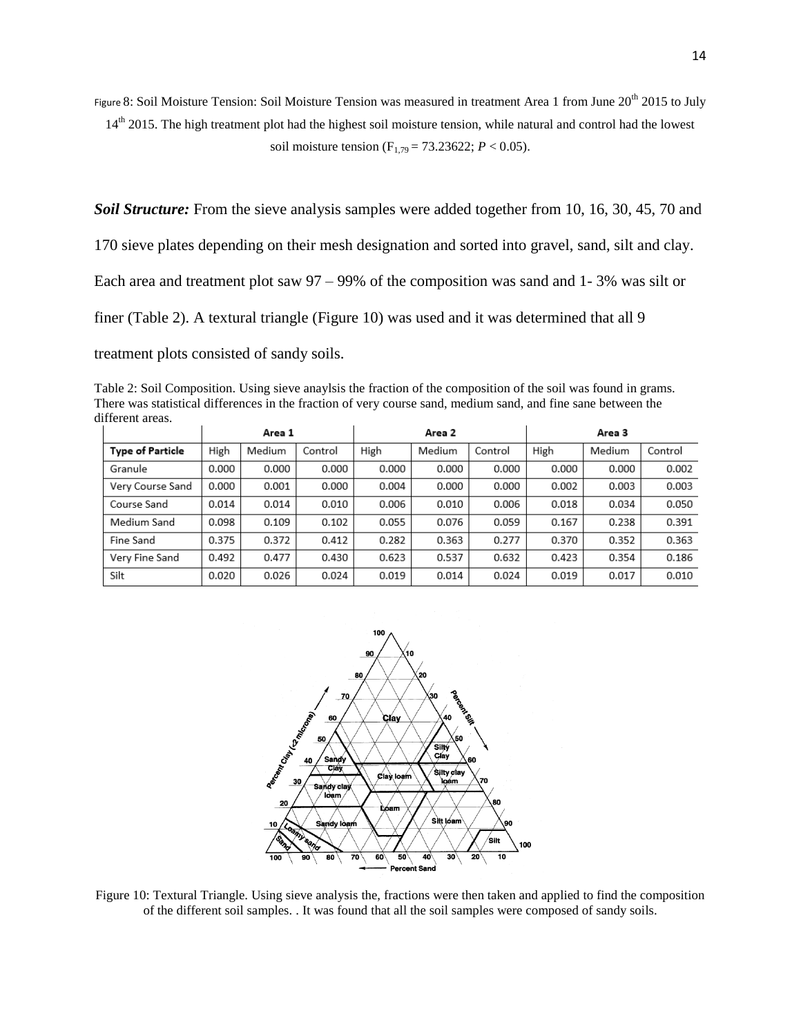Figure 8: Soil Moisture Tension: Soil Moisture Tension was measured in treatment Area 1 from June 20th 2015 to July 14th 2015. The high treatment plot had the highest soil moisture tension, while natural and control had the lowest soil moisture tension ($F_{1,79} = 73.23622$; $P < 0.05$).

***Soil Structure:*** From the sieve analysis samples were added together from 10, 16, 30, 45, 70 and 170 sieve plates depending on their mesh designation and sorted into gravel, sand, silt and clay. Each area and treatment plot saw 97 – 99% of the composition was sand and 1- 3% was silt or finer (Table 2). A textural triangle (Figure 10) was used and it was determined that all 9 treatment plots consisted of sandy soils.

Table 2: Soil Composition. Using sieve anaylsis the fraction of the composition of the soil was found in grams. There was statistical differences in the fraction of very course sand, medium sand, and fine sane between the different areas.

| | Area 1 | | | Area 2 | | | Area 3 | | |
|---|---|---|---|---|---|---|---|---|---|
| **Type of Particle** | High | Medium | Control | High | Medium | Control | High | Medium | Control |
| Granule | 0.000 | 0.000 | 0.000 | 0.000 | 0.000 | 0.000 | 0.000 | 0.000 | 0.002 |
| Very Course Sand | 0.000 | 0.001 | 0.000 | 0.004 | 0.000 | 0.000 | 0.002 | 0.003 | 0.003 |
| Course Sand | 0.014 | 0.014 | 0.010 | 0.006 | 0.010 | 0.006 | 0.018 | 0.034 | 0.050 |
| Medium Sand | 0.098 | 0.109 | 0.102 | 0.055 | 0.076 | 0.059 | 0.167 | 0.238 | 0.391 |
| Fine Sand | 0.375 | 0.372 | 0.412 | 0.282 | 0.363 | 0.277 | 0.370 | 0.352 | 0.363 |
| Very Fine Sand | 0.492 | 0.477 | 0.430 | 0.623 | 0.537 | 0.632 | 0.423 | 0.354 | 0.186 |
| Silt | 0.020 | 0.026 | 0.024 | 0.019 | 0.014 | 0.024 | 0.019 | 0.017 | 0.010 |

Figure 10: Textural Triangle. Using sieve analysis the, fractions were then taken and applied to find the composition of the different soil samples. . It was found that all the soil samples were composed of sandy soils.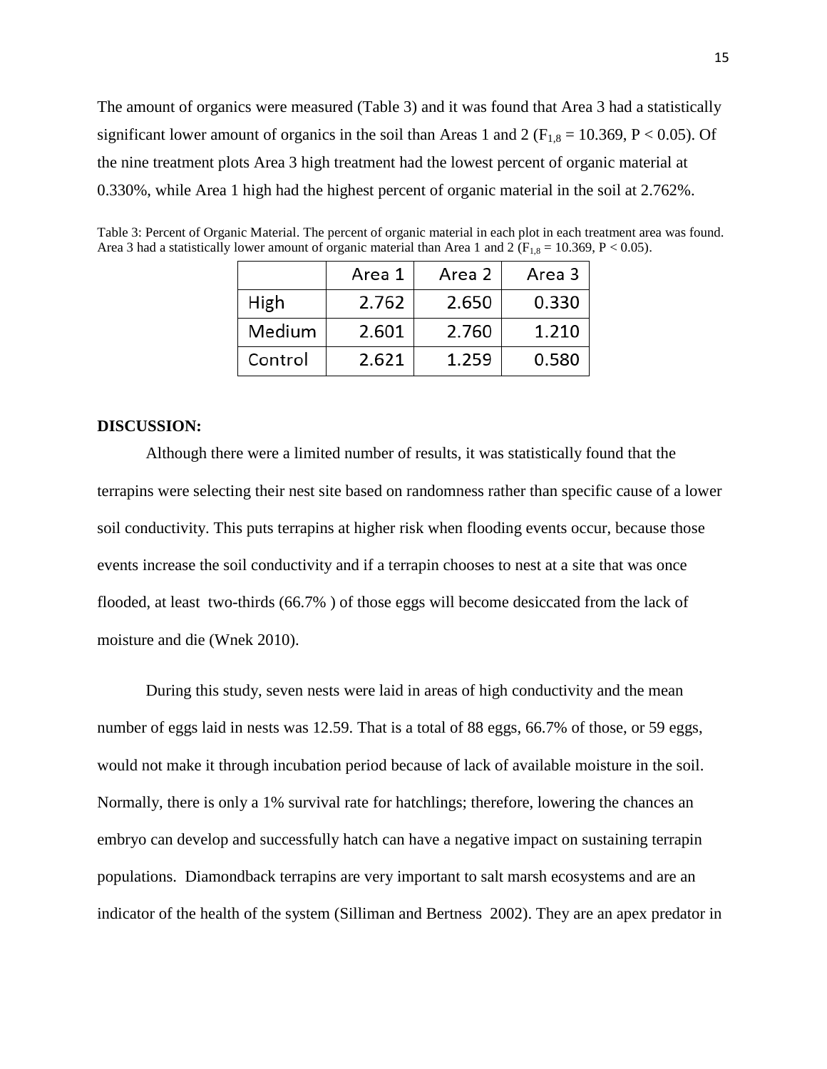The amount of organics were measured (Table 3) and it was found that Area 3 had a statistically significant lower amount of organics in the soil than Areas 1 and 2 ($F_{1,8} = 10.369$, $P < 0.05$). Of the nine treatment plots Area 3 high treatment had the lowest percent of organic material at 0.330%, while Area 1 high had the highest percent of organic material in the soil at 2.762%.

Table 3: Percent of Organic Material. The percent of organic material in each plot in each treatment area was found. Area 3 had a statistically lower amount of organic material than Area 1 and 2 ($F_{1,8} = 10.369$, $P < 0.05$).

| | Area 1 | Area 2 | Area 3 |
|---|---|---|---|
| High | 2.762 | 2.650 | 0.330 |
| Medium | 2.601 | 2.760 | 1.210 |
| Control | 2.621 | 1.259 | 0.580 |

**DISCUSSION:**

Although there were a limited number of results, it was statistically found that the terrapins were selecting their nest site based on randomness rather than specific cause of a lower soil conductivity. This puts terrapins at higher risk when flooding events occur, because those events increase the soil conductivity and if a terrapin chooses to nest at a site that was once flooded, at least two-thirds (66.7% ) of those eggs will become desiccated from the lack of moisture and die (Wnek 2010).

During this study, seven nests were laid in areas of high conductivity and the mean number of eggs laid in nests was 12.59. That is a total of 88 eggs, 66.7% of those, or 59 eggs, would not make it through incubation period because of lack of available moisture in the soil. Normally, there is only a 1% survival rate for hatchlings; therefore, lowering the chances an embryo can develop and successfully hatch can have a negative impact on sustaining terrapin populations. Diamondback terrapins are very important to salt marsh ecosystems and are an indicator of the health of the system (Silliman and Bertness 2002). They are an apex predator in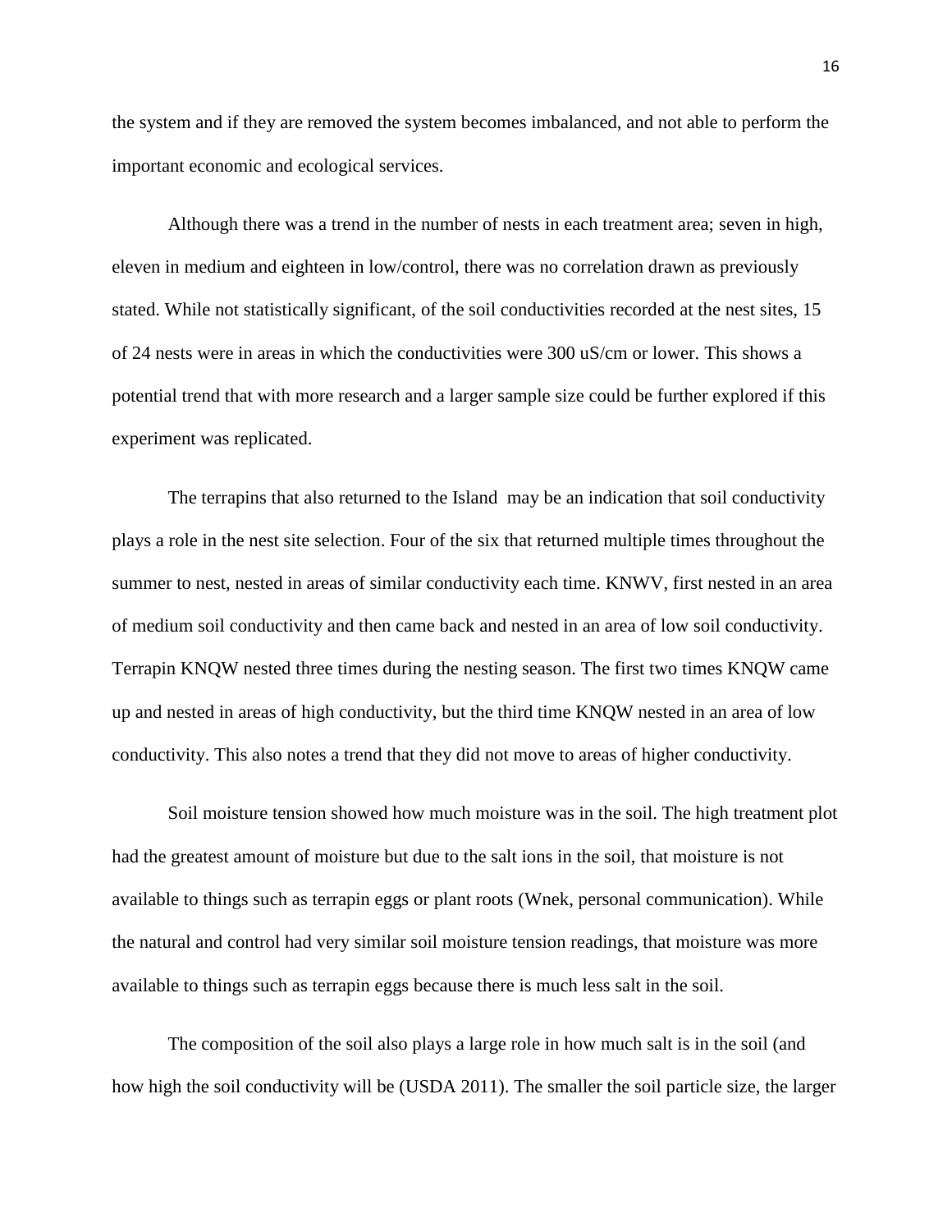the system and if they are removed the system becomes imbalanced, and not able to perform the important economic and ecological services.

Although there was a trend in the number of nests in each treatment area; seven in high, eleven in medium and eighteen in low/control, there was no correlation drawn as previously stated. While not statistically significant, of the soil conductivities recorded at the nest sites, 15 of 24 nests were in areas in which the conductivities were 300 uS/cm or lower. This shows a potential trend that with more research and a larger sample size could be further explored if this experiment was replicated.

The terrapins that also returned to the Island  may be an indication that soil conductivity plays a role in the nest site selection. Four of the six that returned multiple times throughout the summer to nest, nested in areas of similar conductivity each time. KNWV, first nested in an area of medium soil conductivity and then came back and nested in an area of low soil conductivity. Terrapin KNQW nested three times during the nesting season. The first two times KNQW came up and nested in areas of high conductivity, but the third time KNQW nested in an area of low conductivity. This also notes a trend that they did not move to areas of higher conductivity.

Soil moisture tension showed how much moisture was in the soil. The high treatment plot had the greatest amount of moisture but due to the salt ions in the soil, that moisture is not available to things such as terrapin eggs or plant roots (Wnek, personal communication). While the natural and control had very similar soil moisture tension readings, that moisture was more available to things such as terrapin eggs because there is much less salt in the soil.

The composition of the soil also plays a large role in how much salt is in the soil (and how high the soil conductivity will be (USDA 2011). The smaller the soil particle size, the larger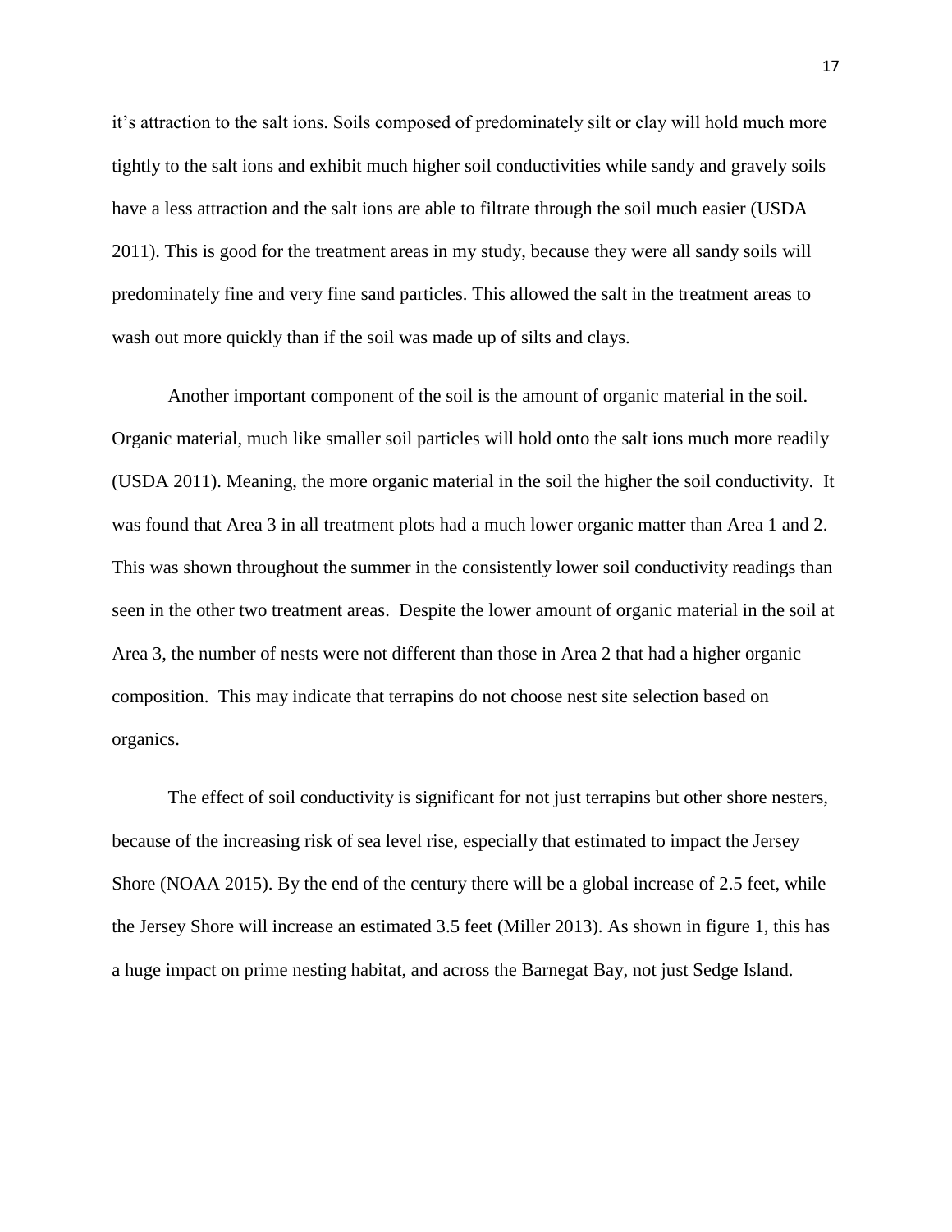it's attraction to the salt ions. Soils composed of predominately silt or clay will hold much more tightly to the salt ions and exhibit much higher soil conductivities while sandy and gravely soils have a less attraction and the salt ions are able to filtrate through the soil much easier (USDA 2011). This is good for the treatment areas in my study, because they were all sandy soils will predominately fine and very fine sand particles. This allowed the salt in the treatment areas to wash out more quickly than if the soil was made up of silts and clays.

Another important component of the soil is the amount of organic material in the soil. Organic material, much like smaller soil particles will hold onto the salt ions much more readily (USDA 2011). Meaning, the more organic material in the soil the higher the soil conductivity. It was found that Area 3 in all treatment plots had a much lower organic matter than Area 1 and 2. This was shown throughout the summer in the consistently lower soil conductivity readings than seen in the other two treatment areas. Despite the lower amount of organic material in the soil at Area 3, the number of nests were not different than those in Area 2 that had a higher organic composition. This may indicate that terrapins do not choose nest site selection based on organics.

The effect of soil conductivity is significant for not just terrapins but other shore nesters, because of the increasing risk of sea level rise, especially that estimated to impact the Jersey Shore (NOAA 2015). By the end of the century there will be a global increase of 2.5 feet, while the Jersey Shore will increase an estimated 3.5 feet (Miller 2013). As shown in figure 1, this has a huge impact on prime nesting habitat, and across the Barnegat Bay, not just Sedge Island.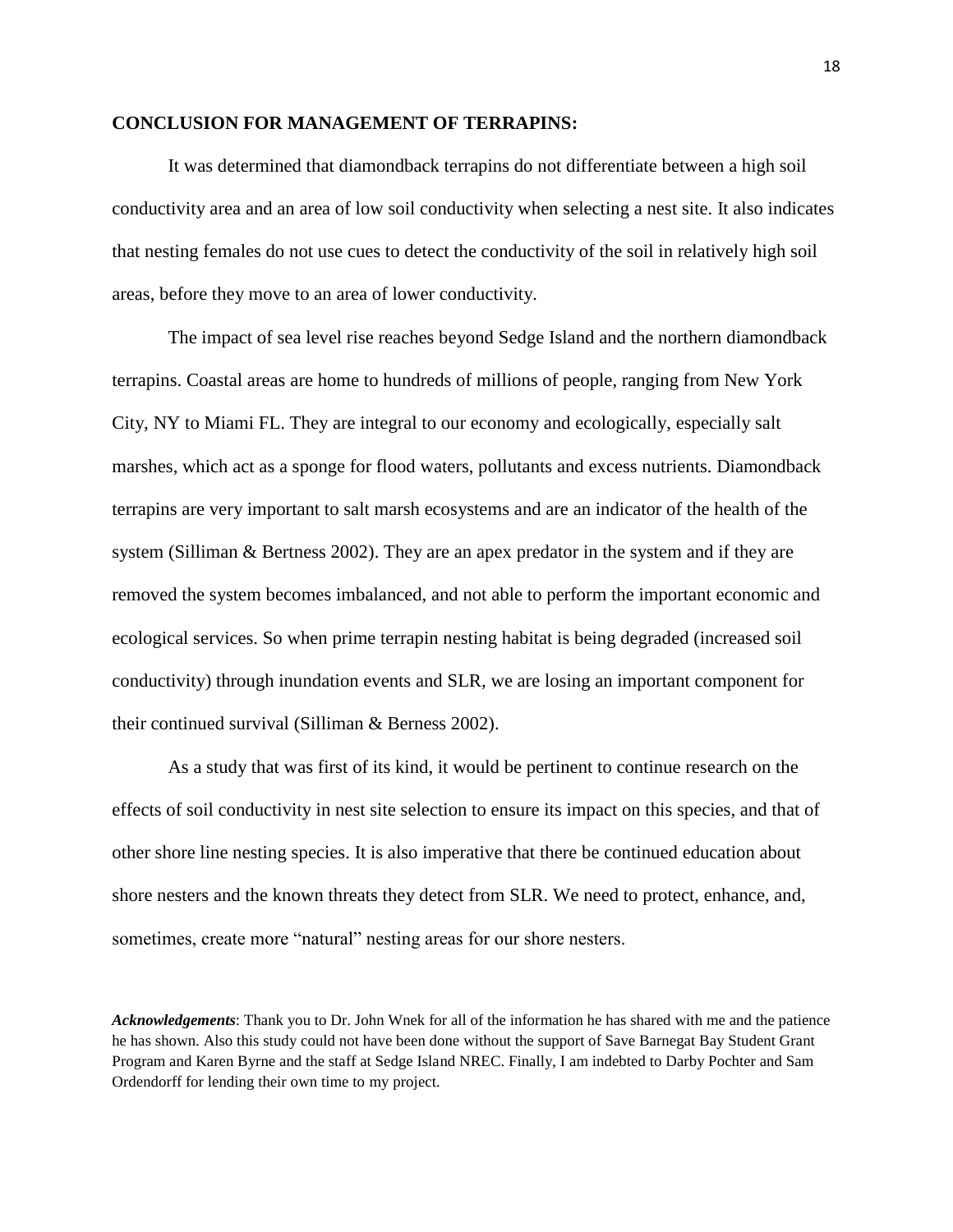**CONCLUSION FOR MANAGEMENT OF TERRAPINS:**

It was determined that diamondback terrapins do not differentiate between a high soil conductivity area and an area of low soil conductivity when selecting a nest site. It also indicates that nesting females do not use cues to detect the conductivity of the soil in relatively high soil areas, before they move to an area of lower conductivity.

The impact of sea level rise reaches beyond Sedge Island and the northern diamondback terrapins. Coastal areas are home to hundreds of millions of people, ranging from New York City, NY to Miami FL. They are integral to our economy and ecologically, especially salt marshes, which act as a sponge for flood waters, pollutants and excess nutrients. Diamondback terrapins are very important to salt marsh ecosystems and are an indicator of the health of the system (Silliman & Bertness 2002). They are an apex predator in the system and if they are removed the system becomes imbalanced, and not able to perform the important economic and ecological services. So when prime terrapin nesting habitat is being degraded (increased soil conductivity) through inundation events and SLR, we are losing an important component for their continued survival (Silliman & Berness 2002).

As a study that was first of its kind, it would be pertinent to continue research on the effects of soil conductivity in nest site selection to ensure its impact on this species, and that of other shore line nesting species. It is also imperative that there be continued education about shore nesters and the known threats they detect from SLR. We need to protect, enhance, and, sometimes, create more "natural" nesting areas for our shore nesters.

***Acknowledgements***: Thank you to Dr. John Wnek for all of the information he has shared with me and the patience he has shown. Also this study could not have been done without the support of Save Barnegat Bay Student Grant Program and Karen Byrne and the staff at Sedge Island NREC. Finally, I am indebted to Darby Pochter and Sam Ordendorff for lending their own time to my project.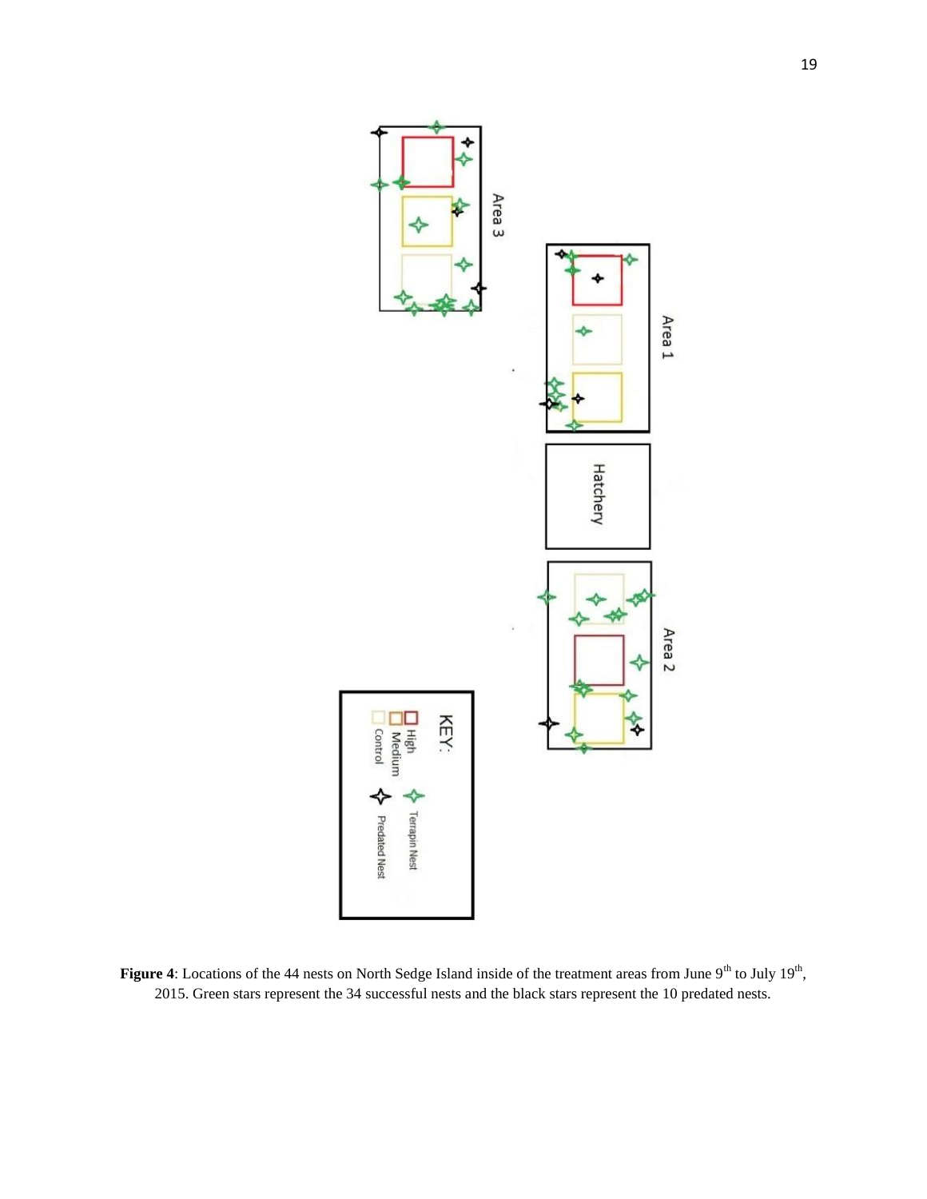**Figure 4**: Locations of the 44 nests on North Sedge Island inside of the treatment areas from June 9th to July 19th, 2015. Green stars represent the 34 successful nests and the black stars represent the 10 predated nests.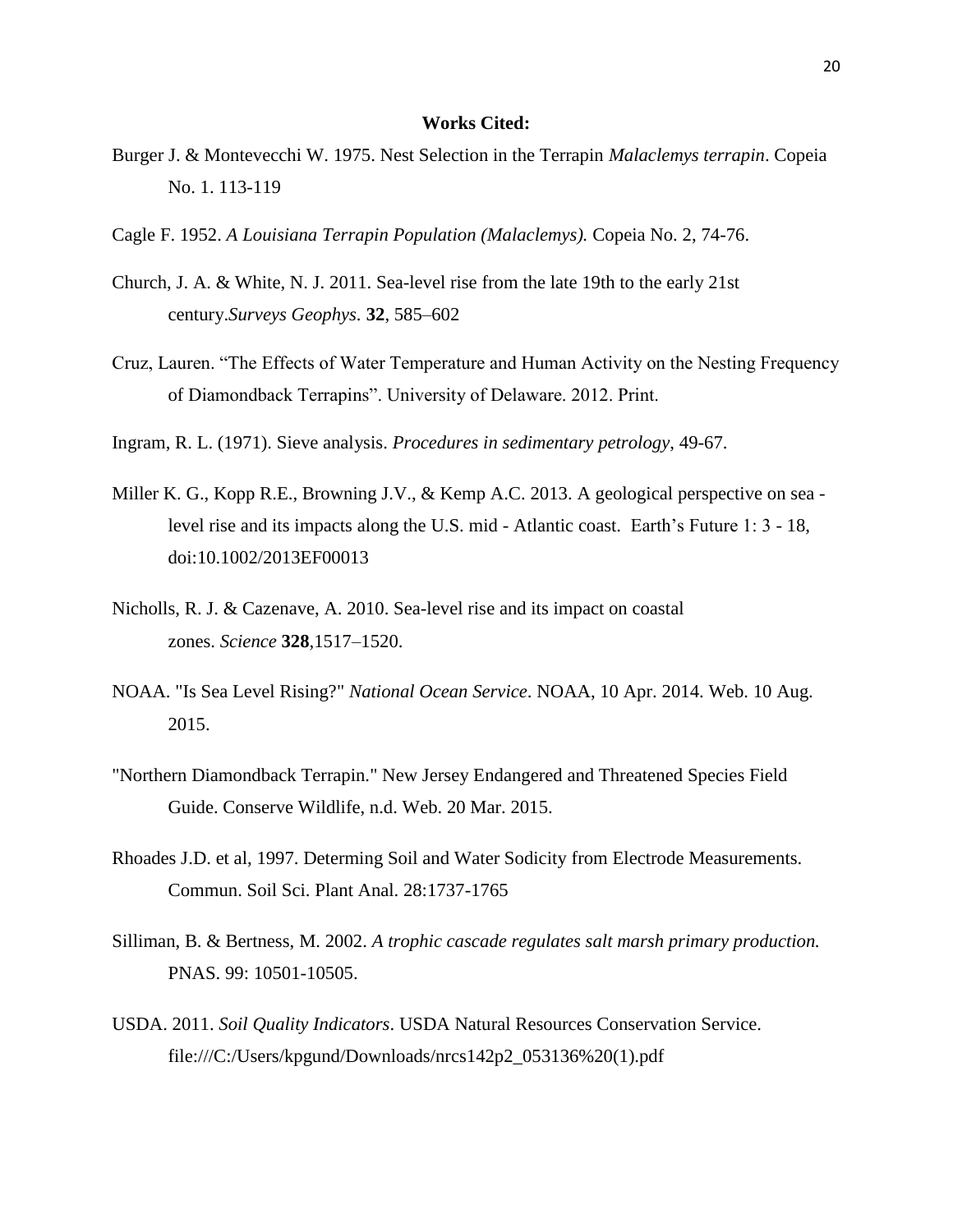**Works Cited:**

Burger J. & Montevecchi W. 1975. Nest Selection in the Terrapin *Malaclemys terrapin*. Copeia No. 1. 113-119

Cagle F. 1952. *A Louisiana Terrapin Population (Malaclemys).* Copeia No. 2, 74-76.

Church, J. A. & White, N. J. 2011. Sea-level rise from the late 19th to the early 21st century.*Surveys Geophys.* **32**, 585–602

Cruz, Lauren. "The Effects of Water Temperature and Human Activity on the Nesting Frequency of Diamondback Terrapins". University of Delaware. 2012. Print.

Ingram, R. L. (1971). Sieve analysis. *Procedures in sedimentary petrology*, 49-67.

Miller K. G., Kopp R.E., Browning J.V., & Kemp A.C. 2013. A geological perspective on sea - level rise and its impacts along the U.S. mid - Atlantic coast. Earth's Future 1: 3 - 18, doi:10.1002/2013EF00013

Nicholls, R. J. & Cazenave, A. 2010. Sea-level rise and its impact on coastal zones. *Science* **328**,1517–1520.

NOAA. "Is Sea Level Rising?" *National Ocean Service*. NOAA, 10 Apr. 2014. Web. 10 Aug. 2015.

"Northern Diamondback Terrapin." New Jersey Endangered and Threatened Species Field Guide. Conserve Wildlife, n.d. Web. 20 Mar. 2015.

Rhoades J.D. et al, 1997. Determing Soil and Water Sodicity from Electrode Measurements. Commun. Soil Sci. Plant Anal. 28:1737-1765

Silliman, B. & Bertness, M. 2002. *A trophic cascade regulates salt marsh primary production.* PNAS. 99: 10501-10505.

USDA. 2011. *Soil Quality Indicators*. USDA Natural Resources Conservation Service. file:///C:/Users/kpgund/Downloads/nrcs142p2_053136%20(1).pdf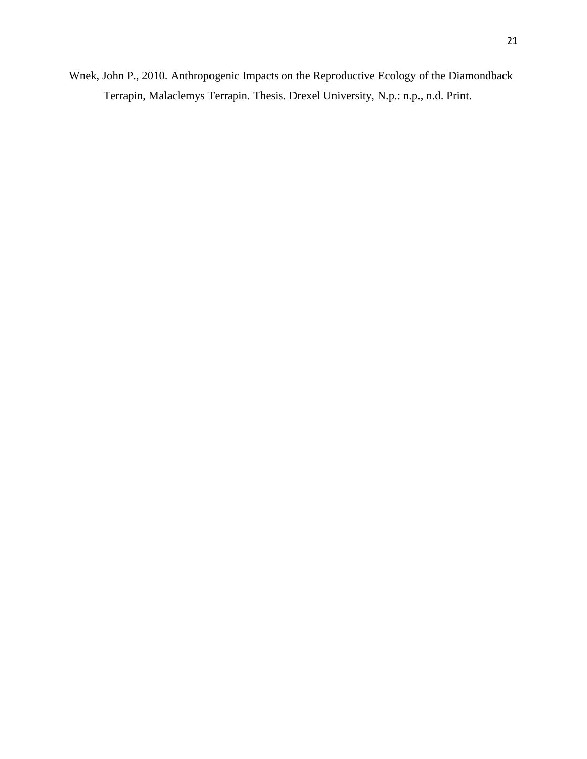Wnek, John P., 2010. Anthropogenic Impacts on the Reproductive Ecology of the Diamondback Terrapin, Malaclemys Terrapin. Thesis. Drexel University, N.p.: n.p., n.d. Print.